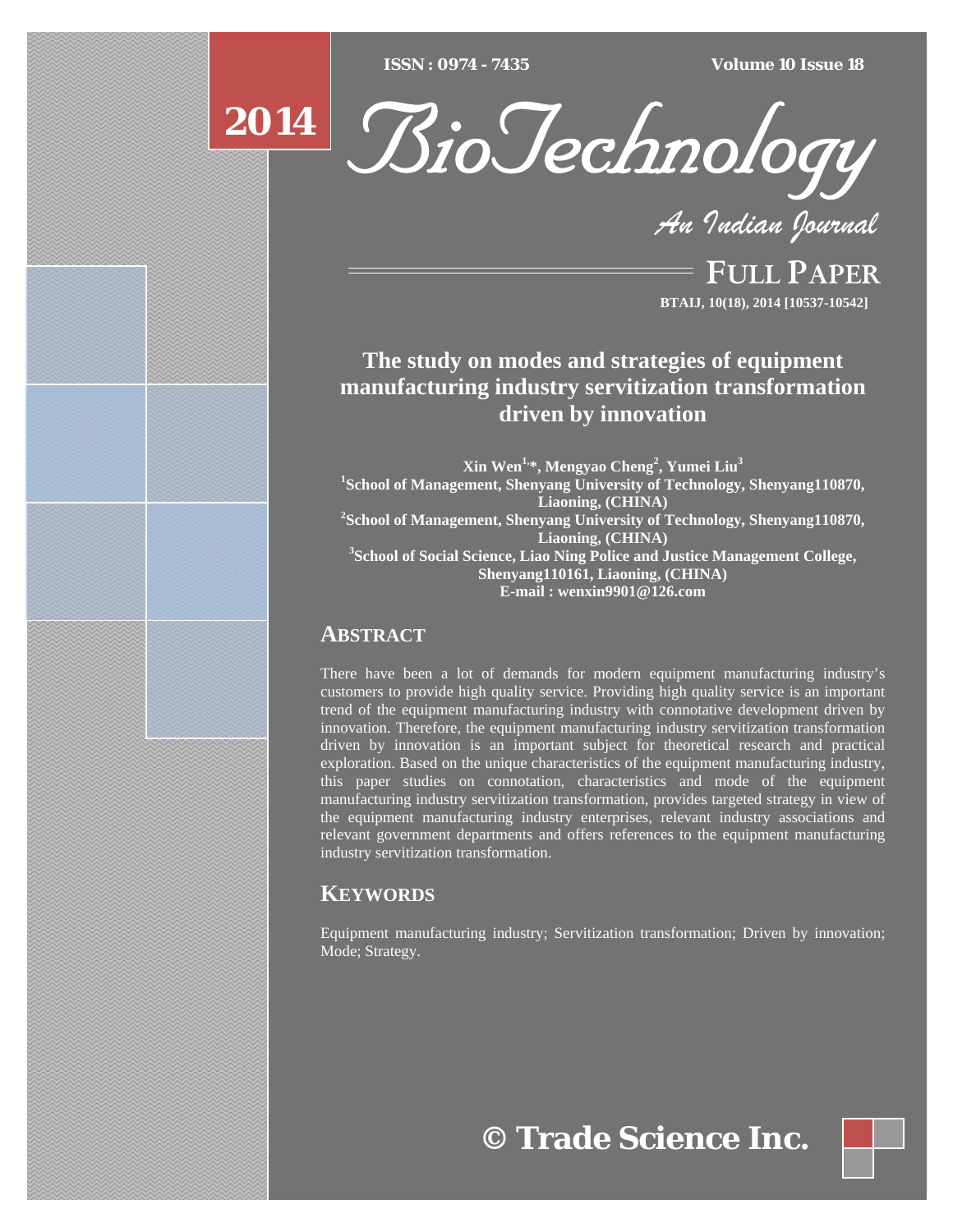FULL PAPER

# The study on modes and strategies of equipment manufacturing industry servitization transformation driven by innovation

**Xin Wen[1,*], Mengyao Cheng[2], Yumei Liu[3]**

[1]School of Management, Shenyang University of Technology, Shenyang110870, Liaoning, (CHINA)

[2]School of Management, Shenyang University of Technology, Shenyang110870, Liaoning, (CHINA)

[3]School of Social Science, Liao Ning Police and Justice Management College, Shenyang110161, Liaoning, (CHINA)

E-mail : wenxin9901@126.com

## ABSTRACT

There have been a lot of demands for modern equipment manufacturing industry's customers to provide high quality service. Providing high quality service is an important trend of the equipment manufacturing industry with connotative development driven by innovation. Therefore, the equipment manufacturing industry servitization transformation driven by innovation is an important subject for theoretical research and practical exploration. Based on the unique characteristics of the equipment manufacturing industry, this paper studies on connotation, characteristics and mode of the equipment manufacturing industry servitization transformation, provides targeted strategy in view of the equipment manufacturing industry enterprises, relevant industry associations and relevant government departments and offers references to the equipment manufacturing industry servitization transformation.

## KEYWORDS

Equipment manufacturing industry; Servitization transformation; Driven by innovation; Mode; Strategy.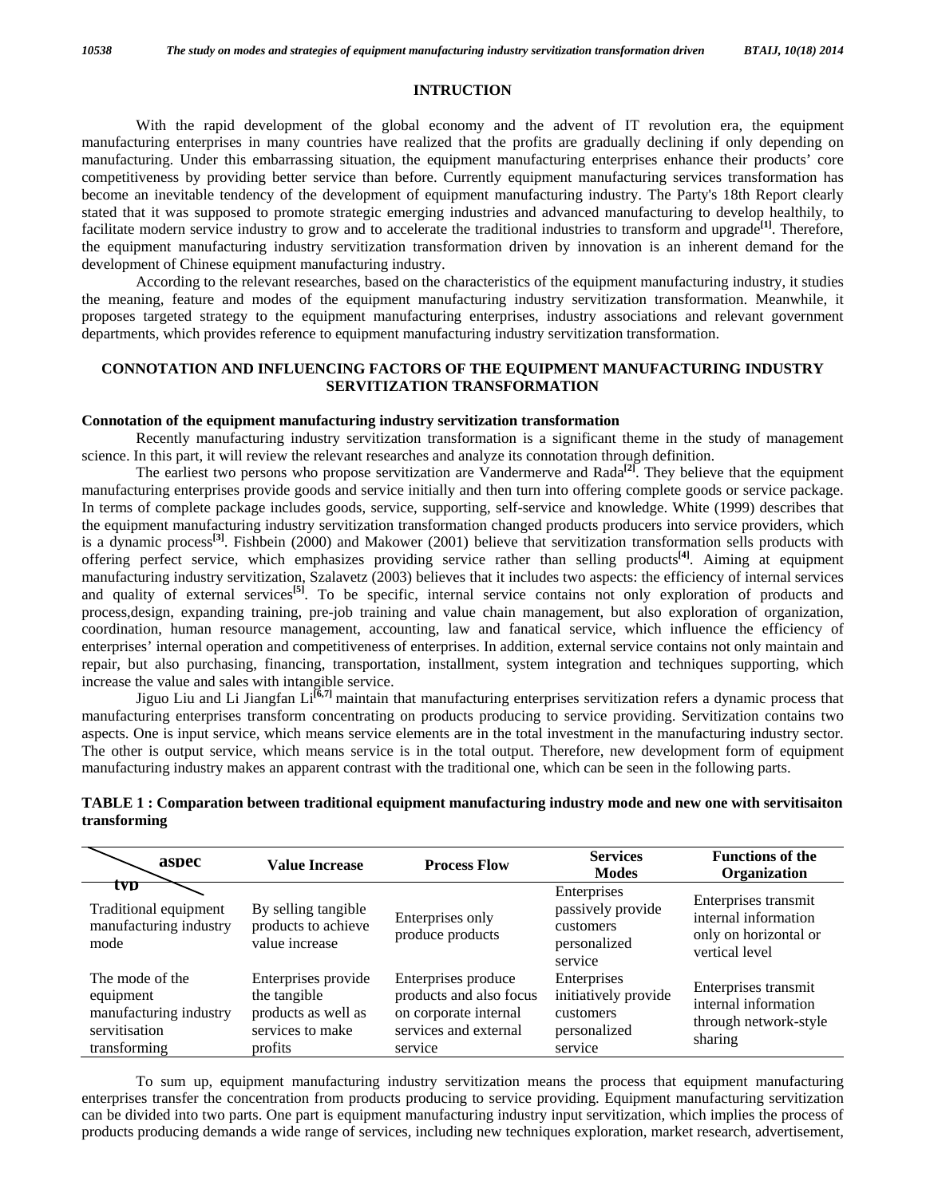## INTRUCTION

With the rapid development of the global economy and the advent of IT revolution era, the equipment manufacturing enterprises in many countries have realized that the profits are gradually declining if only depending on manufacturing. Under this embarrassing situation, the equipment manufacturing enterprises enhance their products' core competitiveness by providing better service than before. Currently equipment manufacturing services transformation has become an inevitable tendency of the development of equipment manufacturing industry. The Party's 18th Report clearly stated that it was supposed to promote strategic emerging industries and advanced manufacturing to develop healthily, to facilitate modern service industry to grow and to accelerate the traditional industries to transform and upgrade[1]. Therefore, the equipment manufacturing industry servitization transformation driven by innovation is an inherent demand for the development of Chinese equipment manufacturing industry.

According to the relevant researches, based on the characteristics of the equipment manufacturing industry, it studies the meaning, feature and modes of the equipment manufacturing industry servitization transformation. Meanwhile, it proposes targeted strategy to the equipment manufacturing enterprises, industry associations and relevant government departments, which provides reference to equipment manufacturing industry servitization transformation.

## CONNOTATION AND INFLUENCING FACTORS OF THE EQUIPMENT MANUFACTURING INDUSTRY SERVITIZATION TRANSFORMATION

### Connotation of the equipment manufacturing industry servitization transformation

Recently manufacturing industry servitization transformation is a significant theme in the study of management science. In this part, it will review the relevant researches and analyze its connotation through definition.

The earliest two persons who propose servitization are Vandermerve and Rada[2]. They believe that the equipment manufacturing enterprises provide goods and service initially and then turn into offering complete goods or service package. In terms of complete package includes goods, service, supporting, self-service and knowledge. White (1999) describes that the equipment manufacturing industry servitization transformation changed products producers into service providers, which is a dynamic process[3]. Fishbein (2000) and Makower (2001) believe that servitization transformation sells products with offering perfect service, which emphasizes providing service rather than selling products[4]. Aiming at equipment manufacturing industry servitization, Szalavetz (2003) believes that it includes two aspects: the efficiency of internal services and quality of external services[5]. To be specific, internal service contains not only exploration of products and process,design, expanding training, pre-job training and value chain management, but also exploration of organization, coordination, human resource management, accounting, law and fanatical service, which influence the efficiency of enterprises' internal operation and competitiveness of enterprises. In addition, external service contains not only maintain and repair, but also purchasing, financing, transportation, installment, system integration and techniques supporting, which increase the value and sales with intangible service.

Jiguo Liu and Li Jiangfan Li[6,7] maintain that manufacturing enterprises servitization refers a dynamic process that manufacturing enterprises transform concentrating on products producing to service providing. Servitization contains two aspects. One is input service, which means service elements are in the total investment in the manufacturing industry sector. The other is output service, which means service is in the total output. Therefore, new development form of equipment manufacturing industry makes an apparent contrast with the traditional one, which can be seen in the following parts.

**TABLE 1 : Comparation between traditional equipment manufacturing industry mode and new one with servitisaiton transforming**

| aspec / typ | Value Increase | Process Flow | Services Modes | Functions of the Organization |
|---|---|---|---|---|
| Traditional equipment manufacturing industry mode | By selling tangible products to achieve value increase | Enterprises only produce products | Enterprises passively provide customers personalized service | Enterprises transmit internal information only on horizontal or vertical level |
| The mode of the equipment manufacturing industry servitisation transforming | Enterprises provide the tangible products as well as services to make profits | Enterprises produce products and also focus on corporate internal services and external service | Enterprises initiatively provide customers personalized service | Enterprises transmit internal information through network-style sharing |

To sum up, equipment manufacturing industry servitization means the process that equipment manufacturing enterprises transfer the concentration from products producing to service providing. Equipment manufacturing servitization can be divided into two parts. One part is equipment manufacturing industry input servitization, which implies the process of products producing demands a wide range of services, including new techniques exploration, market research, advertisement,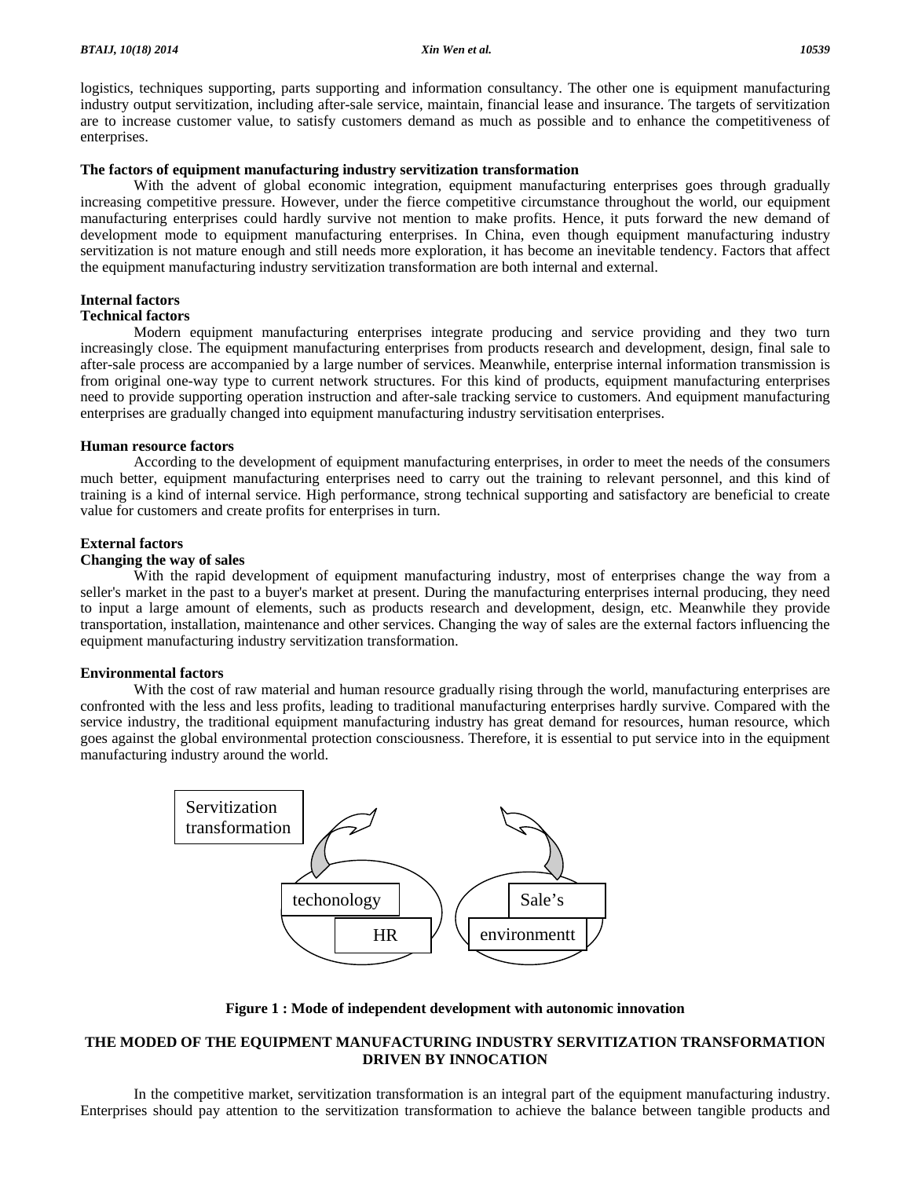logistics, techniques supporting, parts supporting and information consultancy. The other one is equipment manufacturing industry output servitization, including after-sale service, maintain, financial lease and insurance. The targets of servitization are to increase customer value, to satisfy customers demand as much as possible and to enhance the competitiveness of enterprises.

**The factors of equipment manufacturing industry servitization transformation**

With the advent of global economic integration, equipment manufacturing enterprises goes through gradually increasing competitive pressure. However, under the fierce competitive circumstance throughout the world, our equipment manufacturing enterprises could hardly survive not mention to make profits. Hence, it puts forward the new demand of development mode to equipment manufacturing enterprises. In China, even though equipment manufacturing industry servitization is not mature enough and still needs more exploration, it has become an inevitable tendency. Factors that affect the equipment manufacturing industry servitization transformation are both internal and external.

**Internal factors**

**Technical factors**

Modern equipment manufacturing enterprises integrate producing and service providing and they two turn increasingly close. The equipment manufacturing enterprises from products research and development, design, final sale to after-sale process are accompanied by a large number of services. Meanwhile, enterprise internal information transmission is from original one-way type to current network structures. For this kind of products, equipment manufacturing enterprises need to provide supporting operation instruction and after-sale tracking service to customers. And equipment manufacturing enterprises are gradually changed into equipment manufacturing industry servitisation enterprises.

**Human resource factors**

According to the development of equipment manufacturing enterprises, in order to meet the needs of the consumers much better, equipment manufacturing enterprises need to carry out the training to relevant personnel, and this kind of training is a kind of internal service. High performance, strong technical supporting and satisfactory are beneficial to create value for customers and create profits for enterprises in turn.

**External factors**

**Changing the way of sales**

With the rapid development of equipment manufacturing industry, most of enterprises change the way from a seller's market in the past to a buyer's market at present. During the manufacturing enterprises internal producing, they need to input a large amount of elements, such as products research and development, design, etc. Meanwhile they provide transportation, installation, maintenance and other services. Changing the way of sales are the external factors influencing the equipment manufacturing industry servitization transformation.

**Environmental factors**

With the cost of raw material and human resource gradually rising through the world, manufacturing enterprises are confronted with the less and less profits, leading to traditional manufacturing enterprises hardly survive. Compared with the service industry, the traditional equipment manufacturing industry has great demand for resources, human resource, which goes against the global environmental protection consciousness. Therefore, it is essential to put service into in the equipment manufacturing industry around the world.

Servitization transformation

techonology

HR

Sale's

environmentt

**Figure 1 : Mode of independent development with autonomic innovation**

## THE MODED OF THE EQUIPMENT MANUFACTURING INDUSTRY SERVITIZATION TRANSFORMATION DRIVEN BY INNOCATION

In the competitive market, servitization transformation is an integral part of the equipment manufacturing industry. Enterprises should pay attention to the servitization transformation to achieve the balance between tangible products and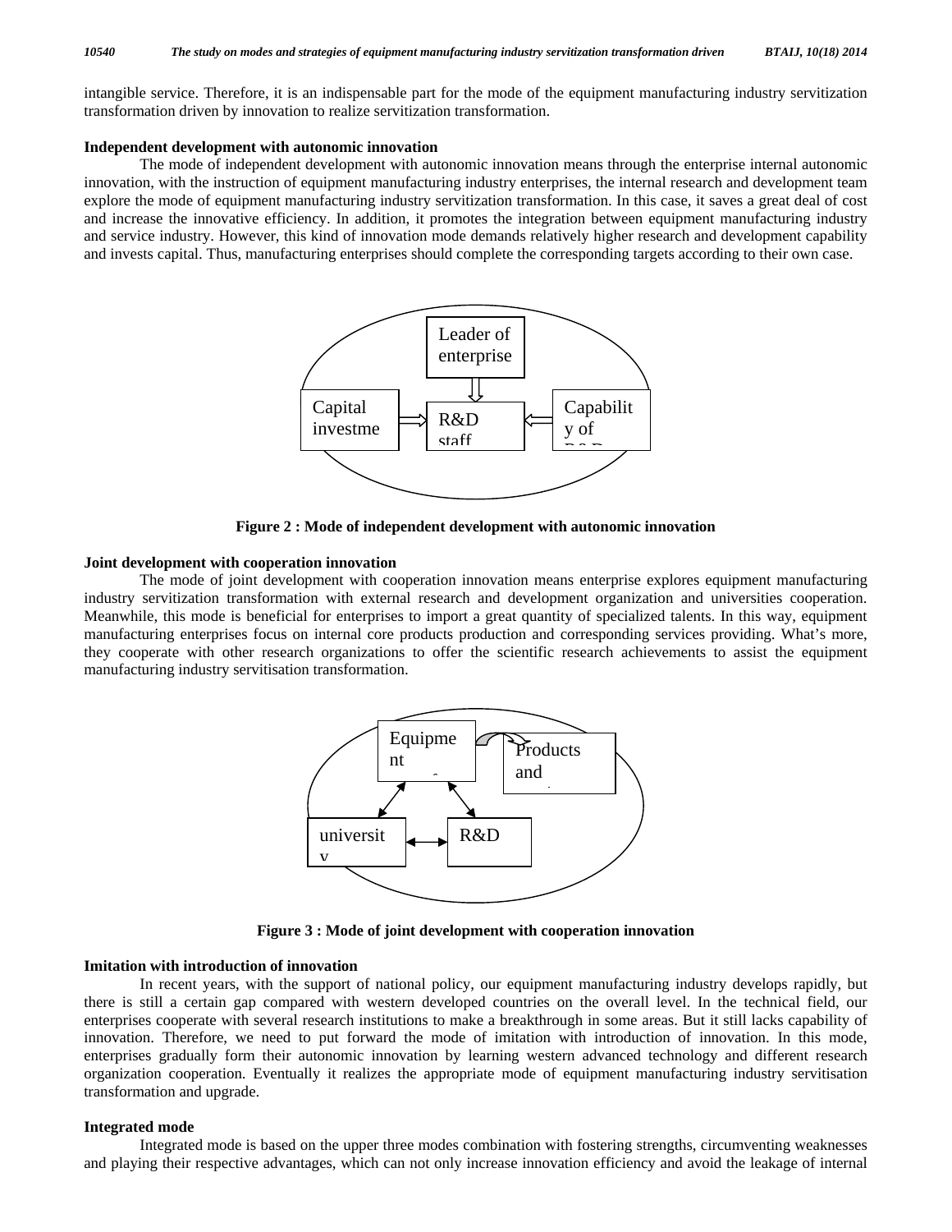intangible service. Therefore, it is an indispensable part for the mode of the equipment manufacturing industry servitization transformation driven by innovation to realize servitization transformation.

**Independent development with autonomic innovation**

The mode of independent development with autonomic innovation means through the enterprise internal autonomic innovation, with the instruction of equipment manufacturing industry enterprises, the internal research and development team explore the mode of equipment manufacturing industry servitization transformation. In this case, it saves a great deal of cost and increase the innovative efficiency. In addition, it promotes the integration between equipment manufacturing industry and service industry. However, this kind of innovation mode demands relatively higher research and development capability and invests capital. Thus, manufacturing enterprises should complete the corresponding targets according to their own case.

Leader of enterprise

Capital investme

R&D staff

Capability of

**Figure 2 : Mode of independent development with autonomic innovation**

**Joint development with cooperation innovation**

The mode of joint development with cooperation innovation means enterprise explores equipment manufacturing industry servitization transformation with external research and development organization and universities cooperation. Meanwhile, this mode is beneficial for enterprises to import a great quantity of specialized talents. In this way, equipment manufacturing enterprises focus on internal core products production and corresponding services providing. What's more, they cooperate with other research organizations to offer the scientific research achievements to assist the equipment manufacturing industry servitisation transformation.

Equipment

Products and

university

R&D

**Figure 3 : Mode of joint development with cooperation innovation**

**Imitation with introduction of innovation**

In recent years, with the support of national policy, our equipment manufacturing industry develops rapidly, but there is still a certain gap compared with western developed countries on the overall level. In the technical field, our enterprises cooperate with several research institutions to make a breakthrough in some areas. But it still lacks capability of innovation. Therefore, we need to put forward the mode of imitation with introduction of innovation. In this mode, enterprises gradually form their autonomic innovation by learning western advanced technology and different research organization cooperation. Eventually it realizes the appropriate mode of equipment manufacturing industry servitisation transformation and upgrade.

**Integrated mode**

Integrated mode is based on the upper three modes combination with fostering strengths, circumventing weaknesses and playing their respective advantages, which can not only increase innovation efficiency and avoid the leakage of internal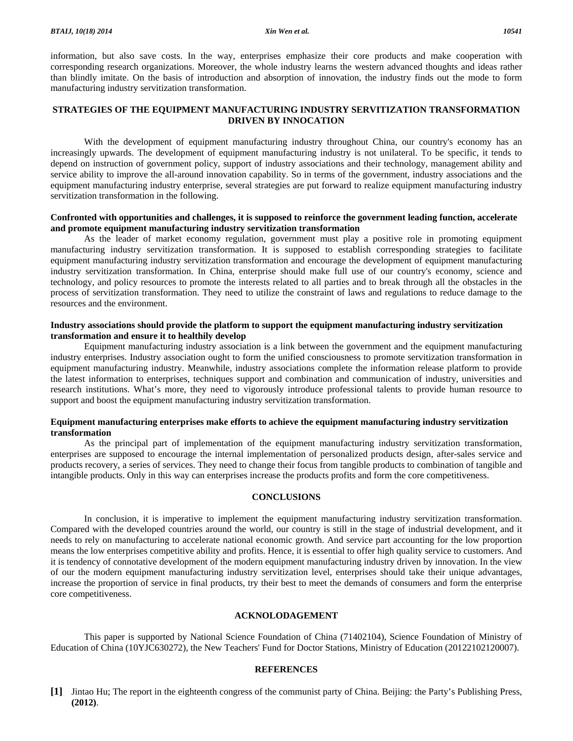information, but also save costs. In the way, enterprises emphasize their core products and make cooperation with corresponding research organizations. Moreover, the whole industry learns the western advanced thoughts and ideas rather than blindly imitate. On the basis of introduction and absorption of innovation, the industry finds out the mode to form manufacturing industry servitization transformation.

## STRATEGIES OF THE EQUIPMENT MANUFACTURING INDUSTRY SERVITIZATION TRANSFORMATION DRIVEN BY INNOCATION

With the development of equipment manufacturing industry throughout China, our country's economy has an increasingly upwards. The development of equipment manufacturing industry is not unilateral. To be specific, it tends to depend on instruction of government policy, support of industry associations and their technology, management ability and service ability to improve the all-around innovation capability. So in terms of the government, industry associations and the equipment manufacturing industry enterprise, several strategies are put forward to realize equipment manufacturing industry servitization transformation in the following.

### Confronted with opportunities and challenges, it is supposed to reinforce the government leading function, accelerate and promote equipment manufacturing industry servitization transformation

As the leader of market economy regulation, government must play a positive role in promoting equipment manufacturing industry servitization transformation. It is supposed to establish corresponding strategies to facilitate equipment manufacturing industry servitization transformation and encourage the development of equipment manufacturing industry servitization transformation. In China, enterprise should make full use of our country's economy, science and technology, and policy resources to promote the interests related to all parties and to break through all the obstacles in the process of servitization transformation. They need to utilize the constraint of laws and regulations to reduce damage to the resources and the environment.

### Industry associations should provide the platform to support the equipment manufacturing industry servitization transformation and ensure it to healthily develop

Equipment manufacturing industry association is a link between the government and the equipment manufacturing industry enterprises. Industry association ought to form the unified consciousness to promote servitization transformation in equipment manufacturing industry. Meanwhile, industry associations complete the information release platform to provide the latest information to enterprises, techniques support and combination and communication of industry, universities and research institutions. What's more, they need to vigorously introduce professional talents to provide human resource to support and boost the equipment manufacturing industry servitization transformation.

### Equipment manufacturing enterprises make efforts to achieve the equipment manufacturing industry servitization transformation

As the principal part of implementation of the equipment manufacturing industry servitization transformation, enterprises are supposed to encourage the internal implementation of personalized products design, after-sales service and products recovery, a series of services. They need to change their focus from tangible products to combination of tangible and intangible products. Only in this way can enterprises increase the products profits and form the core competitiveness.

## CONCLUSIONS

In conclusion, it is imperative to implement the equipment manufacturing industry servitization transformation. Compared with the developed countries around the world, our country is still in the stage of industrial development, and it needs to rely on manufacturing to accelerate national economic growth. And service part accounting for the low proportion means the low enterprises competitive ability and profits. Hence, it is essential to offer high quality service to customers. And it is tendency of connotative development of the modern equipment manufacturing industry driven by innovation. In the view of our the modern equipment manufacturing industry servitization level, enterprises should take their unique advantages, increase the proportion of service in final products, try their best to meet the demands of consumers and form the enterprise core competitiveness.

## ACKNOLODAGEMENT

This paper is supported by National Science Foundation of China (71402104), Science Foundation of Ministry of Education of China (10YJC630272), the New Teachers' Fund for Doctor Stations, Ministry of Education (20122102120007).

## REFERENCES

**[1]** Jintao Hu; The report in the eighteenth congress of the communist party of China. Beijing: the Party's Publishing Press, **(2012)**.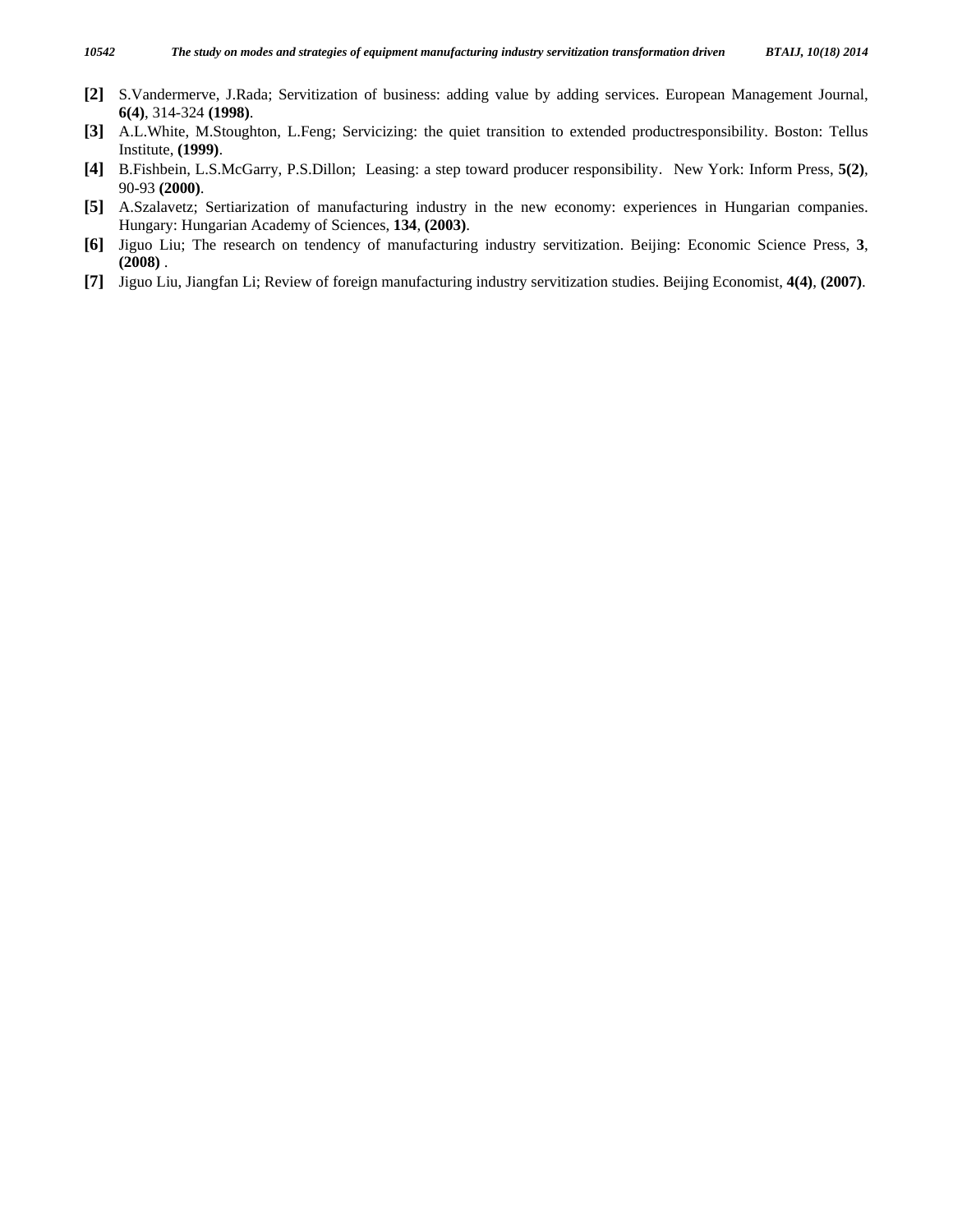[2] S.Vandermerve, J.Rada; Servitization of business: adding value by adding services. European Management Journal, **6(4)**, 314-324 **(1998)**.

[3] A.L.White, M.Stoughton, L.Feng; Servicizing: the quiet transition to extended productresponsibility. Boston: Tellus Institute, **(1999)**.

[4] B.Fishbein, L.S.McGarry, P.S.Dillon; Leasing: a step toward producer responsibility. New York: Inform Press, **5(2)**, 90-93 **(2000)**.

[5] A.Szalavetz; Sertiarization of manufacturing industry in the new economy: experiences in Hungarian companies. Hungary: Hungarian Academy of Sciences, **134**, **(2003)**.

[6] Jiguo Liu; The research on tendency of manufacturing industry servitization. Beijing: Economic Science Press, **3**, **(2008)** .

[7] Jiguo Liu, Jiangfan Li; Review of foreign manufacturing industry servitization studies. Beijing Economist, **4(4)**, **(2007)**.